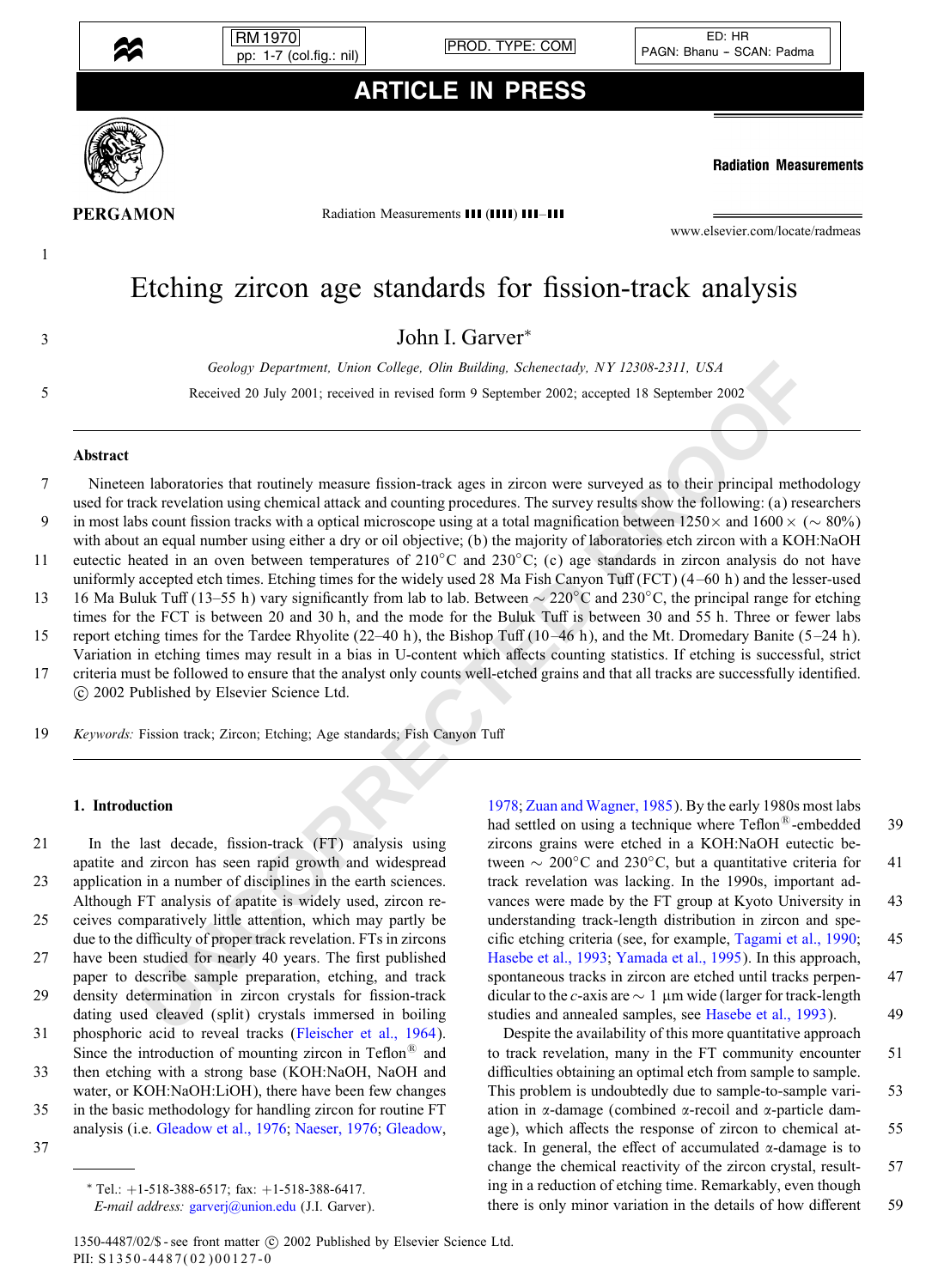# Etching zircon age standards for fission-track analysis

John I. Garver*

*Geology Department, Union College, Olin Building, Schenectady, NY 12308-2311, USA*

Received 20 July 2001; received in revised form 9 September 2002; accepted 18 September 2002

## Abstract

Nineteen laboratories that routinely measure fission-track ages in zircon were surveyed as to their principal methodology used for track revelation using chemical attack and counting procedures. The survey results show the following: (a) researchers in most labs count fission tracks with a optical microscope using at a total magnification between 1250× and 1600× (∼ 80%) with about an equal number using either a dry or oil objective; (b) the majority of laboratories etch zircon with a KOH:NaOH eutectic heated in an oven between temperatures of 210°C and 230°C; (c) age standards in zircon analysis do not have uniformly accepted etch times. Etching times for the widely used 28 Ma Fish Canyon Tuff (FCT) (4–60 h) and the lesser-used 16 Ma Buluk Tuff (13–55 h) vary significantly from lab to lab. Between ∼ 220°C and 230°C, the principal range for etching times for the FCT is between 20 and 30 h, and the mode for the Buluk Tuff is between 30 and 55 h. Three or fewer labs report etching times for the Tardee Rhyolite (22–40 h), the Bishop Tuff (10–46 h), and the Mt. Dromedary Banite (5–24 h). Variation in etching times may result in a bias in U-content which affects counting statistics. If etching is successful, strict criteria must be followed to ensure that the analyst only counts well-etched grains and that all tracks are successfully identified.
© 2002 Published by Elsevier Science Ltd.

*Keywords:* Fission track; Zircon; Etching; Age standards; Fish Canyon Tuff

## 1. Introduction

In the last decade, fission-track (FT) analysis using apatite and zircon has seen rapid growth and widespread application in a number of disciplines in the earth sciences. Although FT analysis of apatite is widely used, zircon receives comparatively little attention, which may partly be due to the difficulty of proper track revelation. FTs in zircons have been studied for nearly 40 years. The first published paper to describe sample preparation, etching, and track density determination in zircon crystals for fission-track dating used cleaved (split) crystals immersed in boiling phosphoric acid to reveal tracks (Fleischer et al., 1964). Since the introduction of mounting zircon in Teflon® and then etching with a strong base (KOH:NaOH, NaOH and water, or KOH:NaOH:LiOH), there have been few changes in the basic methodology for handling zircon for routine FT analysis (i.e. Gleadow et al., 1976; Naeser, 1976; Gleadow, 1978; Zuan and Wagner, 1985). By the early 1980s most labs had settled on using a technique where Teflon®-embedded zircons grains were etched in a KOH:NaOH eutectic between ∼ 200°C and 230°C, but a quantitative criteria for track revelation was lacking. In the 1990s, important advances were made by the FT group at Kyoto University in understanding track-length distribution in zircon and specific etching criteria (see, for example, Tagami et al., 1990; Hasebe et al., 1993; Yamada et al., 1995). In this approach, spontaneous tracks in zircon are etched until tracks perpendicular to the *c*-axis are ∼ 1 μm wide (larger for track-length studies and annealed samples, see Hasebe et al., 1993).

Despite the availability of this more quantitative approach to track revelation, many in the FT community encounter difficulties obtaining an optimal etch from sample to sample. This problem is undoubtedly due to sample-to-sample variation in α-damage (combined α-recoil and α-particle damage), which affects the response of zircon to chemical attack. In general, the effect of accumulated α-damage is to change the chemical reactivity of the zircon crystal, resulting in a reduction of etching time. Remarkably, even though there is only minor variation in the details of how different

---

* Tel.: +1-518-388-6517; fax: +1-518-388-6417.
*E-mail address:* garverj@union.edu (J.I. Garver).

1350-4487/02/$ - see front matter © 2002 Published by Elsevier Science Ltd.
PII: S1350-4487(02)00127-0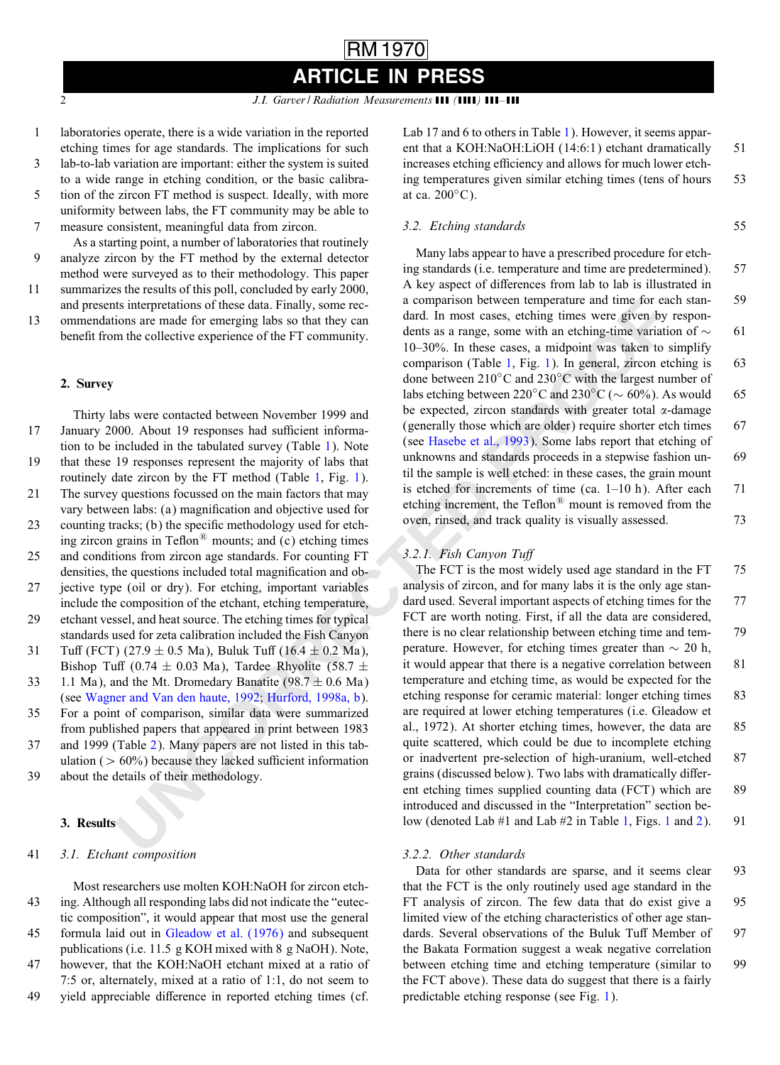laboratories operate, there is a wide variation in the reported etching times for age standards. The implications for such lab-to-lab variation are important: either the system is suited to a wide range in etching condition, or the basic calibration of the zircon FT method is suspect. Ideally, with more uniformity between labs, the FT community may be able to measure consistent, meaningful data from zircon.

As a starting point, a number of laboratories that routinely analyze zircon by the FT method by the external detector method were surveyed as to their methodology. This paper summarizes the results of this poll, concluded by early 2000, and presents interpretations of these data. Finally, some recommendations are made for emerging labs so that they can benefit from the collective experience of the FT community.

## 2. Survey

Thirty labs were contacted between November 1999 and January 2000. About 19 responses had sufficient information to be included in the tabulated survey (Table 1). Note that these 19 responses represent the majority of labs that routinely date zircon by the FT method (Table 1, Fig. 1). The survey questions focussed on the main factors that may vary between labs: (a) magnification and objective used for counting tracks; (b) the specific methodology used for etching zircon grains in Teflon® mounts; and (c) etching times and conditions from zircon age standards. For counting FT densities, the questions included total magnification and objective type (oil or dry). For etching, important variables include the composition of the etchant, etching temperature, etchant vessel, and heat source. The etching times for typical standards used for zeta calibration included the Fish Canyon Tuff (FCT) (27.9 ± 0.5 Ma), Buluk Tuff (16.4 ± 0.2 Ma), Bishop Tuff (0.74 ± 0.03 Ma), Tardee Rhyolite (58.7 ± 1.1 Ma), and the Mt. Dromedary Banatite (98.7 ± 0.6 Ma) (see Wagner and Van den haute, 1992; Hurford, 1998a, b). For a point of comparison, similar data were summarized from published papers that appeared in print between 1983 and 1999 (Table 2). Many papers are not listed in this tabulation (> 60%) because they lacked sufficient information about the details of their methodology.

## 3. Results

### 3.1. Etchant composition

Most researchers use molten KOH:NaOH for zircon etching. Although all responding labs did not indicate the "eutectic composition", it would appear that most use the general formula laid out in Gleadow et al. (1976) and subsequent publications (i.e. 11.5 g KOH mixed with 8 g NaOH). Note, however, that the KOH:NaOH etchant mixed at a ratio of 7:5 or, alternately, mixed at a ratio of 1:1, do not seem to yield appreciable difference in reported etching times (cf. Lab 17 and 6 to others in Table 1). However, it seems apparent that a KOH:NaOH:LiOH (14:6:1) etchant dramatically increases etching efficiency and allows for much lower etching temperatures given similar etching times (tens of hours at ca. 200°C).

### 3.2. Etching standards

Many labs appear to have a prescribed procedure for etching standards (i.e. temperature and time are predetermined). A key aspect of differences from lab to lab is illustrated in a comparison between temperature and time for each standard. In most cases, etching times were given by respondents as a range, some with an etching-time variation of ~ 10–30%. In these cases, a midpoint was taken to simplify comparison (Table 1, Fig. 1). In general, zircon etching is done between 210°C and 230°C with the largest number of labs etching between 220°C and 230°C (~ 60%). As would be expected, zircon standards with greater total α-damage (generally those which are older) require shorter etch times (see Hasebe et al., 1993). Some labs report that etching of unknowns and standards proceeds in a stepwise fashion until the sample is well etched: in these cases, the grain mount is etched for increments of time (ca. 1–10 h). After each etching increment, the Teflon® mount is removed from the oven, rinsed, and track quality is visually assessed.

#### 3.2.1. Fish Canyon Tuff

The FCT is the most widely used age standard in the FT analysis of zircon, and for many labs it is the only age standard used. Several important aspects of etching times for the FCT are worth noting. First, if all the data are considered, there is no clear relationship between etching time and temperature. However, for etching times greater than ~ 20 h, it would appear that there is a negative correlation between temperature and etching time, as would be expected for the etching response for ceramic material: longer etching times are required at lower etching temperatures (i.e. Gleadow et al., 1972). At shorter etching times, however, the data are quite scattered, which could be due to incomplete etching or inadvertent pre-selection of high-uranium, well-etched grains (discussed below). Two labs with dramatically different etching times supplied counting data (FCT) which are introduced and discussed in the "Interpretation" section below (denoted Lab #1 and Lab #2 in Table 1, Figs. 1 and 2).

#### 3.2.2. Other standards

Data for other standards are sparse, and it seems clear that the FCT is the only routinely used age standard in the FT analysis of zircon. The few data that do exist give a limited view of the etching characteristics of other age standards. Several observations of the Buluk Tuff Member of the Bakata Formation suggest a weak negative correlation between etching time and etching temperature (similar to the FCT above). These data do suggest that there is a fairly predictable etching response (see Fig. 1).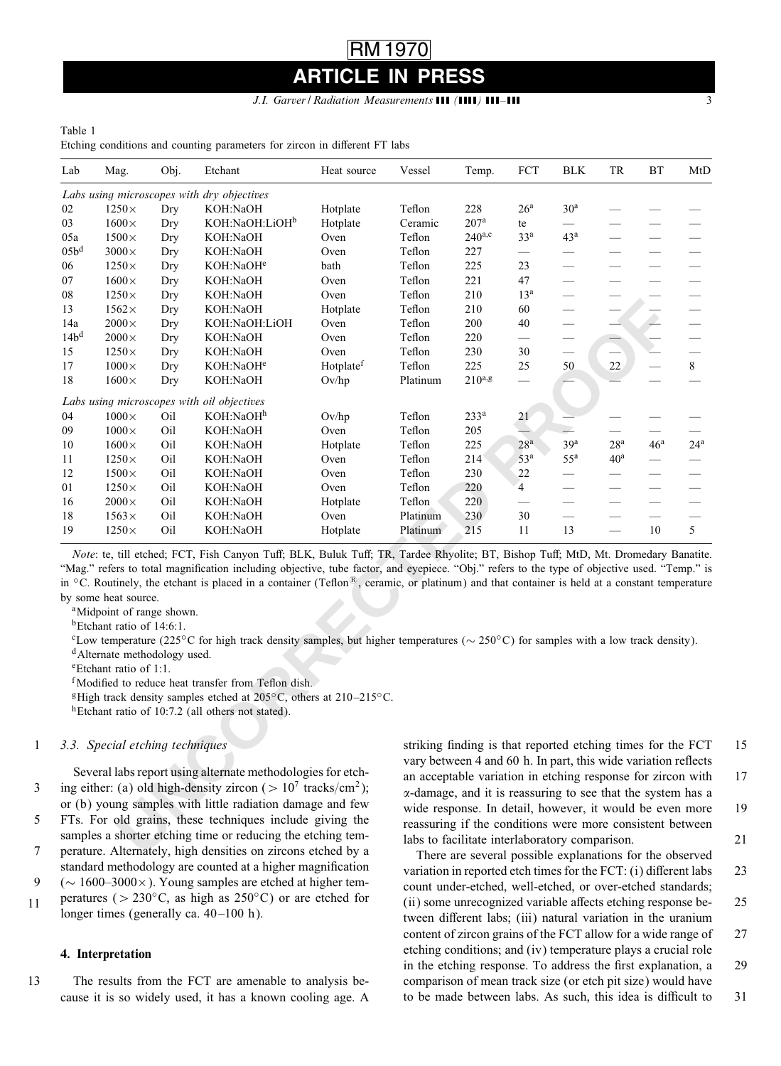Table 1
Etching conditions and counting parameters for zircon in different FT labs

| Lab | Mag. | Obj. | Etchant | Heat source | Vessel | Temp. | FCT | BLK | TR | BT | MtD |
|---|---|---|---|---|---|---|---|---|---|---|---|
| *Labs using microscopes with dry objectives* | | | | | | | | | | | |
| 02 | 1250× | Dry | KOH:NaOH | Hotplate | Teflon | 228 | 26[a] | 30[a] | — | — | — |
| 03 | 1600× | Dry | KOH:NaOH:LiOH[b] | Hotplate | Ceramic | 207[a] | te | — | — | — | — |
| 05a | 1500× | Dry | KOH:NaOH | Oven | Teflon | 240[a,c] | 33[a] | 43[a] | — | — | — |
| 05b[d] | 3000× | Dry | KOH:NaOH | Oven | Teflon | 227 | — | — | — | — | — |
| 06 | 1250× | Dry | KOH:NaOH[e] | bath | Teflon | 225 | 23 | — | — | — | — |
| 07 | 1600× | Dry | KOH:NaOH | Oven | Teflon | 221 | 47 | — | — | — | — |
| 08 | 1250× | Dry | KOH:NaOH | Oven | Teflon | 210 | 13[a] | — | — | — | — |
| 13 | 1562× | Dry | KOH:NaOH | Hotplate | Teflon | 210 | 60 | — | — | — | — |
| 14a | 2000× | Dry | KOH:NaOH:LiOH | Oven | Teflon | 200 | 40 | — | — | — | — |
| 14b[d] | 2000× | Dry | KOH:NaOH | Oven | Teflon | 220 | — | — | — | — | — |
| 15 | 1250× | Dry | KOH:NaOH | Oven | Teflon | 230 | 30 | — | — | — | — |
| 17 | 1000× | Dry | KOH:NaOH[e] | Hotplate[f] | Teflon | 225 | 25 | 50 | 22 | — | 8 |
| 18 | 1600× | Dry | KOH:NaOH | Ov/hp | Platinum | 210[a,g] | — | — | — | — | — |
| *Labs using microscopes with oil objectives* | | | | | | | | | | | |
| 04 | 1000× | Oil | KOH:NaOH[h] | Ov/hp | Teflon | 233[a] | 21 | — | — | — | — |
| 09 | 1000× | Oil | KOH:NaOH | Oven | Teflon | 205 | — | — | — | — | — |
| 10 | 1600× | Oil | KOH:NaOH | Hotplate | Teflon | 225 | 28[a] | 39[a] | 28[a] | 46[a] | 24[a] |
| 11 | 1250× | Oil | KOH:NaOH | Oven | Teflon | 214 | 53[a] | 55[a] | 40[a] | — | — |
| 12 | 1500× | Oil | KOH:NaOH | Oven | Teflon | 230 | 22 | — | — | — | — |
| 01 | 1250× | Oil | KOH:NaOH | Oven | Teflon | 220 | 4 | — | — | — | — |
| 16 | 2000× | Oil | KOH:NaOH | Hotplate | Teflon | 220 | — | — | — | — | — |
| 18 | 1563× | Oil | KOH:NaOH | Oven | Platinum | 230 | 30 | — | — | — | — |
| 19 | 1250× | Oil | KOH:NaOH | Hotplate | Platinum | 215 | 11 | 13 | — | 10 | 5 |

*Note*: te, till etched; FCT, Fish Canyon Tuff; BLK, Buluk Tuff; TR, Tardee Rhyolite; BT, Bishop Tuff; MtD, Mt. Dromedary Banatite. "Mag." refers to total magnification including objective, tube factor, and eyepiece. "Obj." refers to the type of objective used. "Temp." is in °C. Routinely, the etchant is placed in a container (Teflon®, ceramic, or platinum) and that container is held at a constant temperature by some heat source.

[a]Midpoint of range shown.

[b]Etchant ratio of 14:6:1.

[c]Low temperature (225°C for high track density samples, but higher temperatures (∼ 250°C) for samples with a low track density).

[d]Alternate methodology used.

[e]Etchant ratio of 1:1.

[f]Modified to reduce heat transfer from Teflon dish.

[g]High track density samples etched at 205°C, others at 210–215°C.

[h]Etchant ratio of 10:7.2 (all others not stated).

### 3.3. Special etching techniques

Several labs report using alternate methodologies for etching either: (a) old high-density zircon ($> 10^7$ tracks/cm$^2$); or (b) young samples with little radiation damage and few FTs. For old grains, these techniques include giving the samples a shorter etching time or reducing the etching temperature. Alternately, high densities on zircons etched by a standard methodology are counted at a higher magnification (∼ 1600–3000×). Young samples are etched at higher temperatures (> 230°C, as high as 250°C) or are etched for longer times (generally ca. 40–100 h).

## 4. Interpretation

The results from the FCT are amenable to analysis because it is so widely used, it has a known cooling age. A striking finding is that reported etching times for the FCT vary between 4 and 60 h. In part, this wide variation reflects an acceptable variation in etching response for zircon with α-damage, and it is reassuring to see that the system has a wide response. In detail, however, it would be even more reassuring if the conditions were more consistent between labs to facilitate interlaboratory comparison.

There are several possible explanations for the observed variation in reported etch times for the FCT: (i) different labs count under-etched, well-etched, or over-etched standards; (ii) some unrecognized variable affects etching response between different labs; (iii) natural variation in the uranium content of zircon grains of the FCT allow for a wide range of etching conditions; and (iv) temperature plays a crucial role in the etching response. To address the first explanation, a comparison of mean track size (or etch pit size) would have to be made between labs. As such, this idea is difficult to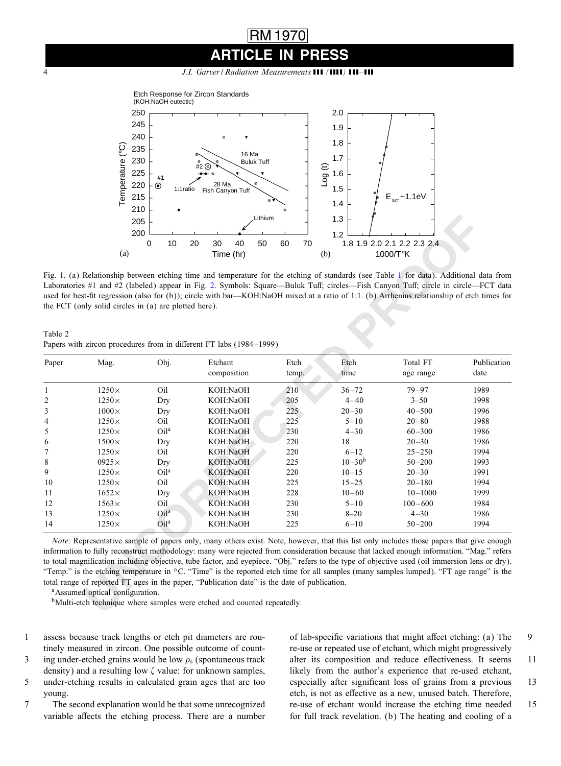Fig. 1. (a) Relationship between etching time and temperature for the etching of standards (see Table 1 for data). Additional data from Laboratories #1 and #2 (labeled) appear in Fig. 2. Symbols: Square—Buluk Tuff; circles—Fish Canyon Tuff; circle in circle—FCT data used for best-fit regression (also for (b)); circle with bar—KOH:NaOH mixed at a ratio of 1:1. (b) Arrhenius relationship of etch times for the FCT (only solid circles in (a) are plotted here).

Table 2
Papers with zircon procedures from in different FT labs (1984–1999)

| Paper | Mag. | Obj. | Etchant composition | Etch temp. | Etch time | Total FT age range | Publication date |
|---|---|---|---|---|---|---|---|
| 1 | 1250× | Oil | KOH:NaOH | 210 | 36–72 | 79–97 | 1989 |
| 2 | 1250× | Dry | KOH:NaOH | 205 | 4–40 | 3–50 | 1998 |
| 3 | 1000× | Dry | KOH:NaOH | 225 | 20–30 | 40–500 | 1996 |
| 4 | 1250× | Oil | KOH:NaOH | 225 | 5–10 | 20–80 | 1988 |
| 5 | 1250× | Oil[a] | KOH:NaOH | 230 | 4–30 | 60–300 | 1986 |
| 6 | 1500× | Dry | KOH:NaOH | 220 | 18 | 20–30 | 1986 |
| 7 | 1250× | Oil | KOH:NaOH | 220 | 6–12 | 25–250 | 1994 |
| 8 | 0925× | Dry | KOH:NaOH | 225 | 10–30[b] | 50–200 | 1993 |
| 9 | 1250× | Oil[a] | KOH:NaOH | 220 | 10–15 | 20–30 | 1991 |
| 10 | 1250× | Oil | KOH:NaOH | 225 | 15–25 | 20–180 | 1994 |
| 11 | 1652× | Dry | KOH:NaOH | 228 | 10–60 | 10–1000 | 1999 |
| 12 | 1563× | Oil | KOH:NaOH | 230 | 5–10 | 100–600 | 1984 |
| 13 | 1250× | Oil[a] | KOH:NaOH | 230 | 8–20 | 4–30 | 1986 |
| 14 | 1250× | Oil[a] | KOH:NaOH | 225 | 6–10 | 50–200 | 1994 |

*Note*: Representative sample of papers only, many others exist. Note, however, that this list only includes those papers that give enough information to fully reconstruct methodology: many were rejected from consideration because that lacked enough information. "Mag." refers to total magnification including objective, tube factor, and eyepiece. "Obj." refers to the type of objective used (oil immersion lens or dry). "Temp." is the etching temperature in °C. "Time" is the reported etch time for all samples (many samples lumped). "FT age range" is the total range of reported FT ages in the paper, "Publication date" is the date of publication.

[a]Assumed optical configuration.

[b]Multi-etch technique where samples were etched and counted repeatedly.

assess because track lengths or etch pit diameters are routinely measured in zircon. One possible outcome of counting under-etched grains would be low $\rho_s$ (spontaneous track density) and a resulting low $\zeta$ value: for unknown samples, under-etching results in calculated grain ages that are too young.

The second explanation would be that some unrecognized variable affects the etching process. There are a number of lab-specific variations that might affect etching: (a) The re-use or repeated use of etchant, which might progressively alter its composition and reduce effectiveness. It seems likely from the author's experience that re-used etchant, especially after significant loss of grains from a previous etch, is not as effective as a new, unused batch. Therefore, re-use of etchant would increase the etching time needed for full track revelation. (b) The heating and cooling of a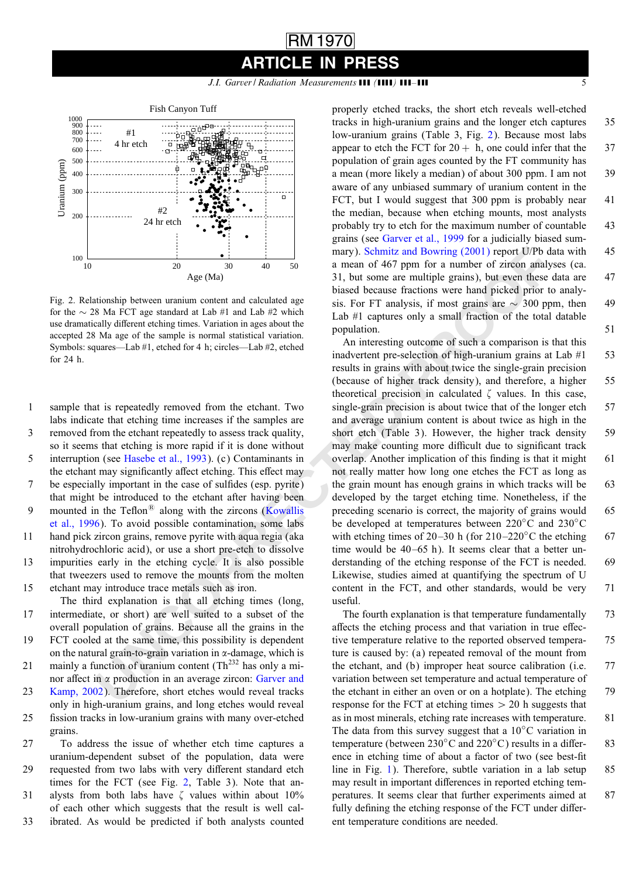Fig. 2. Relationship between uranium content and calculated age for the ~ 28 Ma FCT age standard at Lab #1 and Lab #2 which use dramatically different etching times. Variation in ages about the accepted 28 Ma age of the sample is normal statistical variation. Symbols: squares—Lab #1, etched for 4 h; circles—Lab #2, etched for 24 h.

sample that is repeatedly removed from the etchant. Two labs indicate that etching time increases if the samples are removed from the etchant repeatedly to assess track quality, so it seems that etching is more rapid if it is done without interruption (see Hasebe et al., 1993). (c) Contaminants in the etchant may significantly affect etching. This effect may be especially important in the case of sulfides (esp. pyrite) that might be introduced to the etchant after having been mounted in the Teflon® along with the zircons (Kowallis et al., 1996). To avoid possible contamination, some labs hand pick zircon grains, remove pyrite with aqua regia (aka nitrohydrochloric acid), or use a short pre-etch to dissolve impurities early in the etching cycle. It is also possible that tweezers used to remove the mounts from the molten etchant may introduce trace metals such as iron.

The third explanation is that all etching times (long, intermediate, or short) are well suited to a subset of the overall population of grains. Because all the grains in the FCT cooled at the same time, this possibility is dependent on the natural grain-to-grain variation in α-damage, which is mainly a function of uranium content ($Th^{232}$ has only a minor affect in α production in an average zircon: Garver and Kamp, 2002). Therefore, short etches would reveal tracks only in high-uranium grains, and long etches would reveal fission tracks in low-uranium grains with many over-etched grains.

To address the issue of whether etch time captures a uranium-dependent subset of the population, data were requested from two labs with very different standard etch times for the FCT (see Fig. 2, Table 3). Note that analysts from both labs have ζ values within about 10% of each other which suggests that the result is well calibrated. As would be predicted if both analysts counted properly etched tracks, the short etch reveals well-etched tracks in high-uranium grains and the longer etch captures low-uranium grains (Table 3, Fig. 2). Because most labs appear to etch the FCT for 20+ h, one could infer that the population of grain ages counted by the FT community has a mean (more likely a median) of about 300 ppm. I am not aware of any unbiased summary of uranium content in the FCT, but I would suggest that 300 ppm is probably near the median, because when etching mounts, most analysts probably try to etch for the maximum number of countable grains (see Garver et al., 1999 for a judicially biased summary). Schmitz and Bowring (2001) report U/Pb data with a mean of 467 ppm for a number of zircon analyses (ca. 31, but some are multiple grains), but even these data are biased because fractions were hand picked prior to analysis. For FT analysis, if most grains are ~ 300 ppm, then Lab #1 captures only a small fraction of the total datable population.

An interesting outcome of such a comparison is that this inadvertent pre-selection of high-uranium grains at Lab #1 results in grains with about twice the single-grain precision (because of higher track density), and therefore, a higher theoretical precision in calculated ζ values. In this case, single-grain precision is about twice that of the longer etch and average uranium content is about twice as high in the short etch (Table 3). However, the higher track density may make counting more difficult due to significant track overlap. Another implication of this finding is that it might not really matter how long one etches the FCT as long as the grain mount has enough grains in which tracks will be developed by the target etching time. Nonetheless, if the preceding scenario is correct, the majority of grains would be developed at temperatures between 220°C and 230°C with etching times of 20–30 h (for 210–220°C the etching time would be 40–65 h). It seems clear that a better understanding of the etching response of the FCT is needed. Likewise, studies aimed at quantifying the spectrum of U content in the FCT, and other standards, would be very useful.

The fourth explanation is that temperature fundamentally affects the etching process and that variation in true effective temperature relative to the reported observed temperature is caused by: (a) repeated removal of the mount from the etchant, and (b) improper heat source calibration (i.e. variation between set temperature and actual temperature of the etchant in either an oven or on a hotplate). The etching response for the FCT at etching times > 20 h suggests that as in most minerals, etching rate increases with temperature. The data from this survey suggest that a 10°C variation in temperature (between 230°C and 220°C) results in a difference in etching time of about a factor of two (see best-fit line in Fig. 1). Therefore, subtle variation in a lab setup may result in important differences in reported etching temperatures. It seems clear that further experiments aimed at fully defining the etching response of the FCT under different temperature conditions are needed.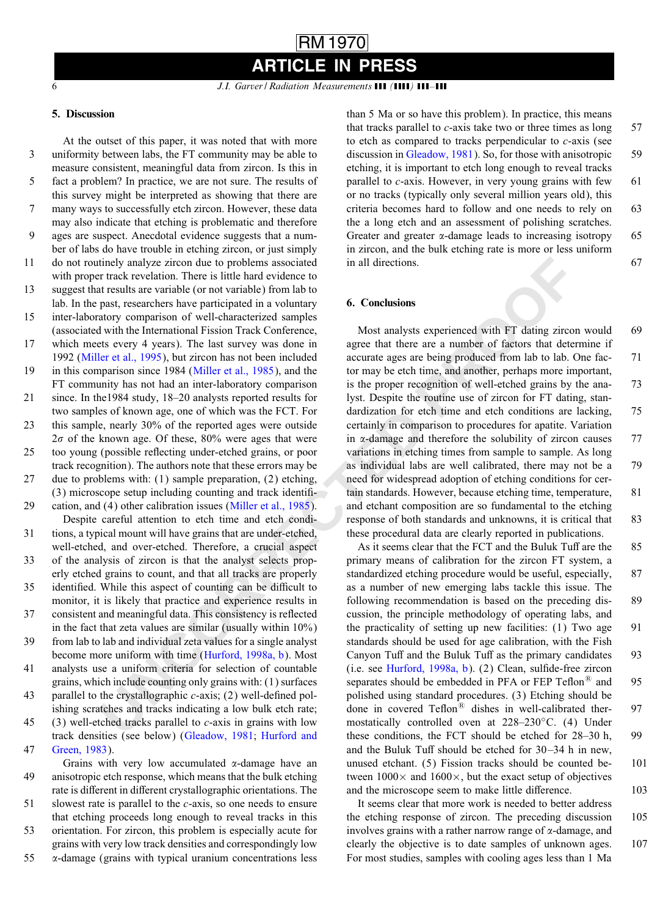## 5. Discussion

At the outset of this paper, it was noted that with more uniformity between labs, the FT community may be able to measure consistent, meaningful data from zircon. Is this in fact a problem? In practice, we are not sure. The results of this survey might be interpreted as showing that there are many ways to successfully etch zircon. However, these data may also indicate that etching is problematic and therefore ages are suspect. Anecdotal evidence suggests that a number of labs do have trouble in etching zircon, or just simply do not routinely analyze zircon due to problems associated with proper track revelation. There is little hard evidence to suggest that results are variable (or not variable) from lab to lab. In the past, researchers have participated in a voluntary inter-laboratory comparison of well-characterized samples (associated with the International Fission Track Conference, which meets every 4 years). The last survey was done in 1992 (Miller et al., 1995), but zircon has not been included in this comparison since 1984 (Miller et al., 1985), and the FT community has not had an inter-laboratory comparison since. In the1984 study, 18–20 analysts reported results for two samples of known age, one of which was the FCT. For this sample, nearly 30% of the reported ages were outside $2\sigma$ of the known age. Of these, 80% were ages that were too young (possible reflecting under-etched grains, or poor track recognition). The authors note that these errors may be due to problems with: (1) sample preparation, (2) etching, (3) microscope setup including counting and track identification, and (4) other calibration issues (Miller et al., 1985).

Despite careful attention to etch time and etch conditions, a typical mount will have grains that are under-etched, well-etched, and over-etched. Therefore, a crucial aspect of the analysis of zircon is that the analyst selects properly etched grains to count, and that all tracks are properly identified. While this aspect of counting can be difficult to monitor, it is likely that practice and experience results in consistent and meaningful data. This consistency is reflected in the fact that zeta values are similar (usually within 10%) from lab to lab and individual zeta values for a single analyst become more uniform with time (Hurford, 1998a, b). Most analysts use a uniform criteria for selection of countable grains, which include counting only grains with: (1) surfaces parallel to the crystallographic $c$-axis; (2) well-defined polishing scratches and tracks indicating a low bulk etch rate; (3) well-etched tracks parallel to $c$-axis in grains with low track densities (see below) (Gleadow, 1981; Hurford and Green, 1983).

Grains with very low accumulated $\alpha$-damage have an anisotropic etch response, which means that the bulk etching rate is different in different crystallographic orientations. The slowest rate is parallel to the $c$-axis, so one needs to ensure that etching proceeds long enough to reveal tracks in this orientation. For zircon, this problem is especially acute for grains with very low track densities and correspondingly low $\alpha$-damage (grains with typical uranium concentrations less than 5 Ma or so have this problem). In practice, this means that tracks parallel to $c$-axis take two or three times as long to etch as compared to tracks perpendicular to $c$-axis (see discussion in Gleadow, 1981). So, for those with anisotropic etching, it is important to etch long enough to reveal tracks parallel to $c$-axis. However, in very young grains with few or no tracks (typically only several million years old), this criteria becomes hard to follow and one needs to rely on the a long etch and an assessment of polishing scratches. Greater and greater $\alpha$-damage leads to increasing isotropy in zircon, and the bulk etching rate is more or less uniform in all directions.

## 6. Conclusions

Most analysts experienced with FT dating zircon would agree that there are a number of factors that determine if accurate ages are being produced from lab to lab. One factor may be etch time, and another, perhaps more important, is the proper recognition of well-etched grains by the analyst. Despite the routine use of zircon for FT dating, standardization for etch time and etch conditions are lacking, certainly in comparison to procedures for apatite. Variation in $\alpha$-damage and therefore the solubility of zircon causes variations in etching times from sample to sample. As long as individual labs are well calibrated, there may not be a need for widespread adoption of etching conditions for certain standards. However, because etching time, temperature, and etchant composition are so fundamental to the etching response of both standards and unknowns, it is critical that these procedural data are clearly reported in publications.

As it seems clear that the FCT and the Buluk Tuff are the primary means of calibration for the zircon FT system, a standardized etching procedure would be useful, especially, as a number of new emerging labs tackle this issue. The following recommendation is based on the preceding discussion, the principle methodology of operating labs, and the practicality of setting up new facilities: (1) Two age standards should be used for age calibration, with the Fish Canyon Tuff and the Buluk Tuff as the primary candidates (i.e. see Hurford, 1998a, b). (2) Clean, sulfide-free zircon separates should be embedded in PFA or FEP Teflon® and polished using standard procedures. (3) Etching should be done in covered Teflon® dishes in well-calibrated thermostatically controlled oven at 228–230°C. (4) Under these conditions, the FCT should be etched for 28–30 h, and the Buluk Tuff should be etched for 30–34 h in new, unused etchant. (5) Fission tracks should be counted between 1000× and 1600×, but the exact setup of objectives and the microscope seem to make little difference.

It seems clear that more work is needed to better address the etching response of zircon. The preceding discussion involves grains with a rather narrow range of $\alpha$-damage, and clearly the objective is to date samples of unknown ages. For most studies, samples with cooling ages less than 1 Ma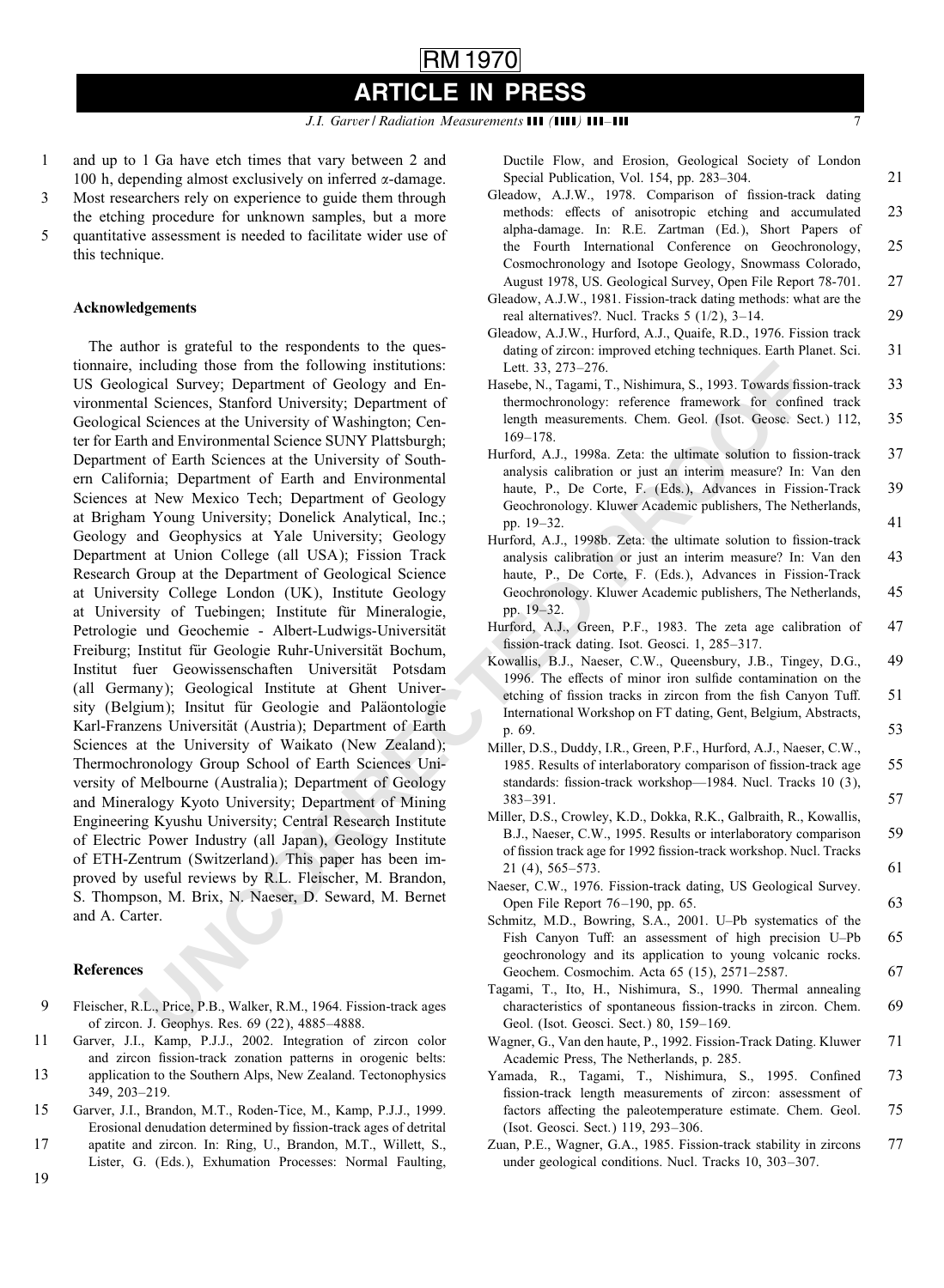and up to 1 Ga have etch times that vary between 2 and 100 h, depending almost exclusively on inferred α-damage. Most researchers rely on experience to guide them through the etching procedure for unknown samples, but a more quantitative assessment is needed to facilitate wider use of this technique.

## Acknowledgements

The author is grateful to the respondents to the questionnaire, including those from the following institutions: US Geological Survey; Department of Geology and Environmental Sciences, Stanford University; Department of Geological Sciences at the University of Washington; Center for Earth and Environmental Science SUNY Plattsburgh; Department of Earth Sciences at the University of Southern California; Department of Earth and Environmental Sciences at New Mexico Tech; Department of Geology at Brigham Young University; Donelick Analytical, Inc.; Geology and Geophysics at Yale University; Geology Department at Union College (all USA); Fission Track Research Group at the Department of Geological Science at University College London (UK), Institute Geology at University of Tuebingen; Institute für Mineralogie, Petrologie und Geochemie - Albert-Ludwigs-Universität Freiburg; Institut für Geologie Ruhr-Universität Bochum, Institut fuer Geowissenschaften Universität Potsdam (all Germany); Geological Institute at Ghent University (Belgium); Insitut für Geologie und Paläontologie Karl-Franzens Universität (Austria); Department of Earth Sciences at the University of Waikato (New Zealand); Thermochronology Group School of Earth Sciences University of Melbourne (Australia); Department of Geology and Mineralogy Kyoto University; Department of Mining Engineering Kyushu University; Central Research Institute of Electric Power Industry (all Japan), Geology Institute of ETH-Zentrum (Switzerland). This paper has been improved by useful reviews by R.L. Fleischer, M. Brandon, S. Thompson, M. Brix, N. Naeser, D. Seward, M. Bernet and A. Carter.

## References

Fleischer, R.L., Price, P.B., Walker, R.M., 1964. Fission-track ages of zircon. J. Geophys. Res. 69 (22), 4885–4888.

Garver, J.I., Kamp, P.J.J., 2002. Integration of zircon color and zircon fission-track zonation patterns in orogenic belts: application to the Southern Alps, New Zealand. Tectonophysics 349, 203–219.

Garver, J.I., Brandon, M.T., Roden-Tice, M., Kamp, P.J.J., 1999. Erosional denudation determined by fission-track ages of detrital apatite and zircon. In: Ring, U., Brandon, M.T., Willett, S., Lister, G. (Eds.), Exhumation Processes: Normal Faulting, Ductile Flow, and Erosion, Geological Society of London Special Publication, Vol. 154, pp. 283–304.

Gleadow, A.J.W., 1978. Comparison of fission-track dating methods: effects of anisotropic etching and accumulated alpha-damage. In: R.E. Zartman (Ed.), Short Papers of the Fourth International Conference on Geochronology, Cosmochronology and Isotope Geology, Snowmass Colorado, August 1978, US. Geological Survey, Open File Report 78-701.

Gleadow, A.J.W., 1981. Fission-track dating methods: what are the real alternatives?. Nucl. Tracks 5 (1/2), 3–14.

Gleadow, A.J.W., Hurford, A.J., Quaife, R.D., 1976. Fission track dating of zircon: improved etching techniques. Earth Planet. Sci. Lett. 33, 273–276.

Hasebe, N., Tagami, T., Nishimura, S., 1993. Towards fission-track thermochronology: reference framework for confined track length measurements. Chem. Geol. (Isot. Geosc. Sect.) 112, 169–178.

Hurford, A.J., 1998a. Zeta: the ultimate solution to fission-track analysis calibration or just an interim measure? In: Van den haute, P., De Corte, F. (Eds.), Advances in Fission-Track Geochronology. Kluwer Academic publishers, The Netherlands, pp. 19–32.

Hurford, A.J., 1998b. Zeta: the ultimate solution to fission-track analysis calibration or just an interim measure? In: Van den haute, P., De Corte, F. (Eds.), Advances in Fission-Track Geochronology. Kluwer Academic publishers, The Netherlands, pp. 19–32.

Hurford, A.J., Green, P.F., 1983. The zeta age calibration of fission-track dating. Isot. Geosci. 1, 285–317.

Kowallis, B.J., Naeser, C.W., Queensbury, J.B., Tingey, D.G., 1996. The effects of minor iron sulfide contamination on the etching of fission tracks in zircon from the fish Canyon Tuff. International Workshop on FT dating, Gent, Belgium, Abstracts, p. 69.

Miller, D.S., Duddy, I.R., Green, P.F., Hurford, A.J., Naeser, C.W., 1985. Results of interlaboratory comparison of fission-track age standards: fission-track workshop—1984. Nucl. Tracks 10 (3), 383–391.

Miller, D.S., Crowley, K.D., Dokka, R.K., Galbraith, R., Kowallis, B.J., Naeser, C.W., 1995. Results or interlaboratory comparison of fission track age for 1992 fission-track workshop. Nucl. Tracks 21 (4), 565–573.

Naeser, C.W., 1976. Fission-track dating, US Geological Survey. Open File Report 76–190, pp. 65.

Schmitz, M.D., Bowring, S.A., 2001. U–Pb systematics of the Fish Canyon Tuff: an assessment of high precision U–Pb geochronology and its application to young volcanic rocks. Geochem. Cosmochim. Acta 65 (15), 2571–2587.

Tagami, T., Ito, H., Nishimura, S., 1990. Thermal annealing characteristics of spontaneous fission-tracks in zircon. Chem. Geol. (Isot. Geosci. Sect.) 80, 159–169.

Wagner, G., Van den haute, P., 1992. Fission-Track Dating. Kluwer Academic Press, The Netherlands, p. 285.

Yamada, R., Tagami, T., Nishimura, S., 1995. Confined fission-track length measurements of zircon: assessment of factors affecting the paleotemperature estimate. Chem. Geol. (Isot. Geosci. Sect.) 119, 293–306.

Zuan, P.E., Wagner, G.A., 1985. Fission-track stability in zircons under geological conditions. Nucl. Tracks 10, 303–307.